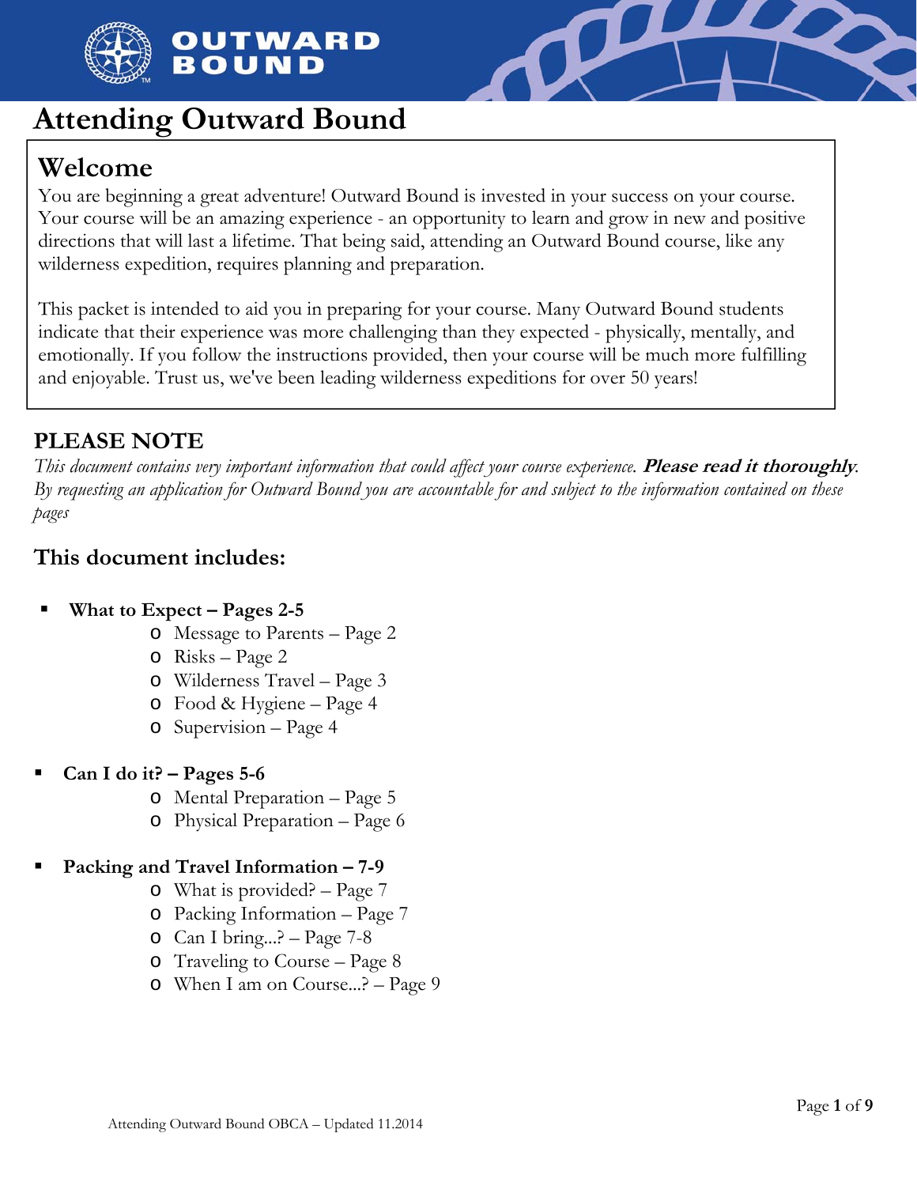# Attending Outward Bound

## Welcome

You are beginning a great adventure! Outward Bound is invested in your success on your course. Your course will be an amazing experience - an opportunity to learn and grow in new and positive directions that will last a lifetime. That being said, attending an Outward Bound course, like any wilderness expedition, requires planning and preparation.

This packet is intended to aid you in preparing for your course. Many Outward Bound students indicate that their experience was more challenging than they expected - physically, mentally, and emotionally. If you follow the instructions provided, then your course will be much more fulfilling and enjoyable. Trust us, we've been leading wilderness expeditions for over 50 years!

## PLEASE NOTE

*This document contains very important information that could affect your course experience.* ***Please read it thoroughly****. By requesting an application for Outward Bound you are accountable for and subject to the information contained on these pages*

### This document includes:

- **What to Expect – Pages 2-5**
  - Message to Parents – Page 2
  - Risks – Page 2
  - Wilderness Travel – Page 3
  - Food & Hygiene – Page 4
  - Supervision – Page 4
- **Can I do it? – Pages 5-6**
  - Mental Preparation – Page 5
  - Physical Preparation – Page 6
- **Packing and Travel Information – 7-9**
  - What is provided? – Page 7
  - Packing Information – Page 7
  - Can I bring...? – Page 7-8
  - Traveling to Course – Page 8
  - When I am on Course...? – Page 9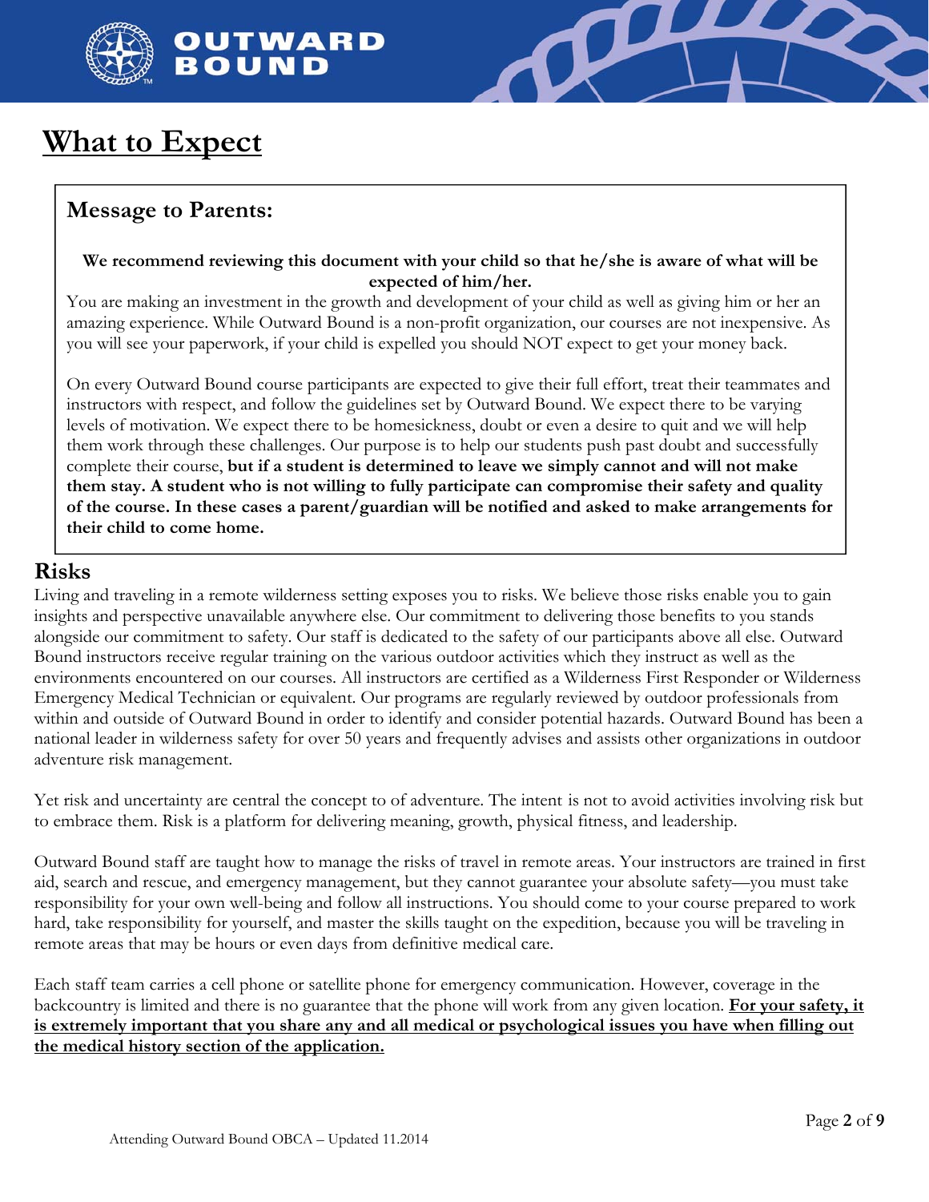# What to Expect

## Message to Parents:

**We recommend reviewing this document with your child so that he/she is aware of what will be expected of him/her.**

You are making an investment in the growth and development of your child as well as giving him or her an amazing experience. While Outward Bound is a non-profit organization, our courses are not inexpensive. As you will see your paperwork, if your child is expelled you should NOT expect to get your money back.

On every Outward Bound course participants are expected to give their full effort, treat their teammates and instructors with respect, and follow the guidelines set by Outward Bound. We expect there to be varying levels of motivation. We expect there to be homesickness, doubt or even a desire to quit and we will help them work through these challenges. Our purpose is to help our students push past doubt and successfully complete their course, **but if a student is determined to leave we simply cannot and will not make them stay. A student who is not willing to fully participate can compromise their safety and quality of the course. In these cases a parent/guardian will be notified and asked to make arrangements for their child to come home.**

## Risks

Living and traveling in a remote wilderness setting exposes you to risks. We believe those risks enable you to gain insights and perspective unavailable anywhere else. Our commitment to delivering those benefits to you stands alongside our commitment to safety. Our staff is dedicated to the safety of our participants above all else. Outward Bound instructors receive regular training on the various outdoor activities which they instruct as well as the environments encountered on our courses. All instructors are certified as a Wilderness First Responder or Wilderness Emergency Medical Technician or equivalent. Our programs are regularly reviewed by outdoor professionals from within and outside of Outward Bound in order to identify and consider potential hazards. Outward Bound has been a national leader in wilderness safety for over 50 years and frequently advises and assists other organizations in outdoor adventure risk management.

Yet risk and uncertainty are central the concept to of adventure. The intent is not to avoid activities involving risk but to embrace them. Risk is a platform for delivering meaning, growth, physical fitness, and leadership.

Outward Bound staff are taught how to manage the risks of travel in remote areas. Your instructors are trained in first aid, search and rescue, and emergency management, but they cannot guarantee your absolute safety—you must take responsibility for your own well-being and follow all instructions. You should come to your course prepared to work hard, take responsibility for yourself, and master the skills taught on the expedition, because you will be traveling in remote areas that may be hours or even days from definitive medical care.

Each staff team carries a cell phone or satellite phone for emergency communication. However, coverage in the backcountry is limited and there is no guarantee that the phone will work from any given location. **For your safety, it is extremely important that you share any and all medical or psychological issues you have when filling out the medical history section of the application.**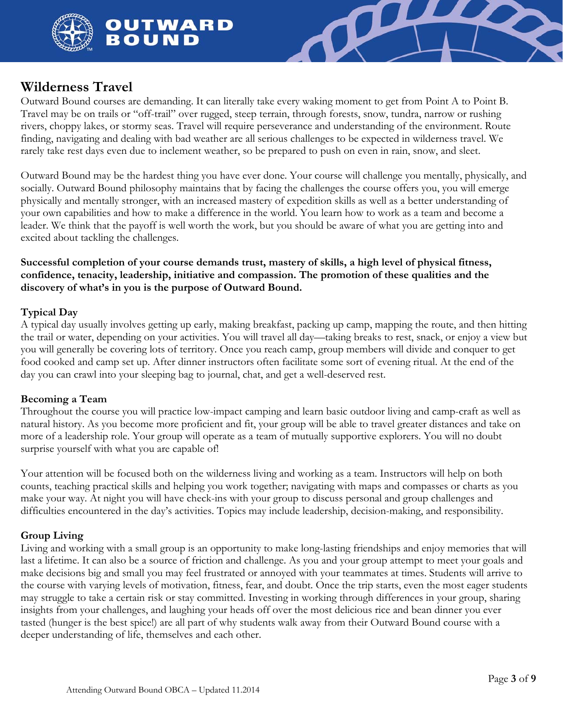## Wilderness Travel

Outward Bound courses are demanding. It can literally take every waking moment to get from Point A to Point B. Travel may be on trails or "off-trail" over rugged, steep terrain, through forests, snow, tundra, narrow or rushing rivers, choppy lakes, or stormy seas. Travel will require perseverance and understanding of the environment. Route finding, navigating and dealing with bad weather are all serious challenges to be expected in wilderness travel. We rarely take rest days even due to inclement weather, so be prepared to push on even in rain, snow, and sleet.

Outward Bound may be the hardest thing you have ever done. Your course will challenge you mentally, physically, and socially. Outward Bound philosophy maintains that by facing the challenges the course offers you, you will emerge physically and mentally stronger, with an increased mastery of expedition skills as well as a better understanding of your own capabilities and how to make a difference in the world. You learn how to work as a team and become a leader. We think that the payoff is well worth the work, but you should be aware of what you are getting into and excited about tackling the challenges.

**Successful completion of your course demands trust, mastery of skills, a high level of physical fitness, confidence, tenacity, leadership, initiative and compassion. The promotion of these qualities and the discovery of what's in you is the purpose of Outward Bound.**

### Typical Day

A typical day usually involves getting up early, making breakfast, packing up camp, mapping the route, and then hitting the trail or water, depending on your activities. You will travel all day—taking breaks to rest, snack, or enjoy a view but you will generally be covering lots of territory. Once you reach camp, group members will divide and conquer to get food cooked and camp set up. After dinner instructors often facilitate some sort of evening ritual. At the end of the day you can crawl into your sleeping bag to journal, chat, and get a well-deserved rest.

### Becoming a Team

Throughout the course you will practice low-impact camping and learn basic outdoor living and camp-craft as well as natural history. As you become more proficient and fit, your group will be able to travel greater distances and take on more of a leadership role. Your group will operate as a team of mutually supportive explorers. You will no doubt surprise yourself with what you are capable of!

Your attention will be focused both on the wilderness living and working as a team. Instructors will help on both counts, teaching practical skills and helping you work together; navigating with maps and compasses or charts as you make your way. At night you will have check-ins with your group to discuss personal and group challenges and difficulties encountered in the day's activities. Topics may include leadership, decision-making, and responsibility.

### Group Living

Living and working with a small group is an opportunity to make long-lasting friendships and enjoy memories that will last a lifetime. It can also be a source of friction and challenge. As you and your group attempt to meet your goals and make decisions big and small you may feel frustrated or annoyed with your teammates at times. Students will arrive to the course with varying levels of motivation, fitness, fear, and doubt. Once the trip starts, even the most eager students may struggle to take a certain risk or stay committed. Investing in working through differences in your group, sharing insights from your challenges, and laughing your heads off over the most delicious rice and bean dinner you ever tasted (hunger is the best spice!) are all part of why students walk away from their Outward Bound course with a deeper understanding of life, themselves and each other.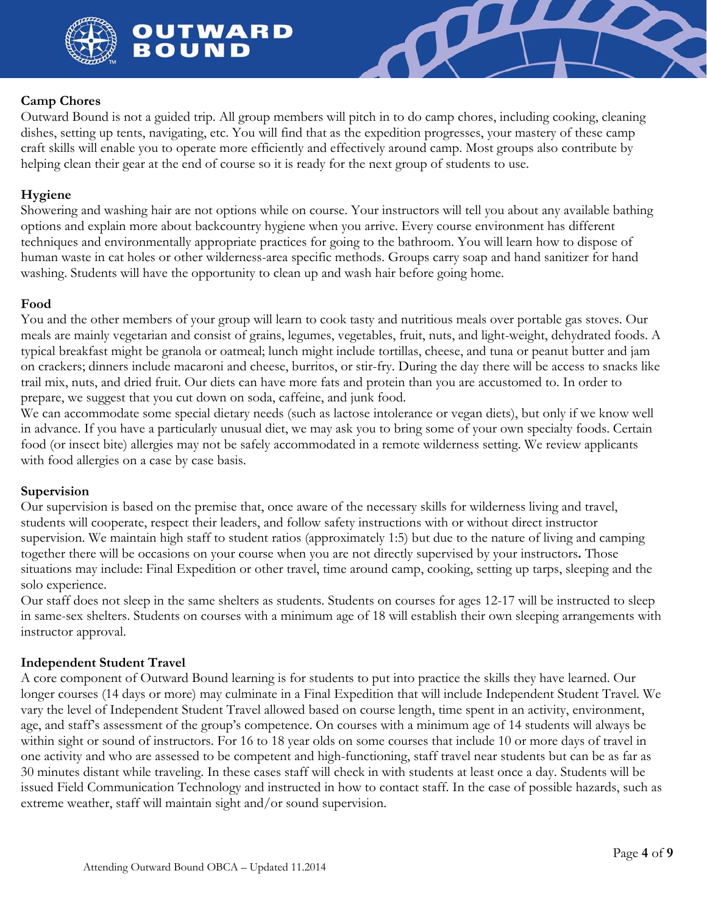### Camp Chores

Outward Bound is not a guided trip. All group members will pitch in to do camp chores, including cooking, cleaning dishes, setting up tents, navigating, etc. You will find that as the expedition progresses, your mastery of these camp craft skills will enable you to operate more efficiently and effectively around camp. Most groups also contribute by helping clean their gear at the end of course so it is ready for the next group of students to use.

### Hygiene

Showering and washing hair are not options while on course. Your instructors will tell you about any available bathing options and explain more about backcountry hygiene when you arrive. Every course environment has different techniques and environmentally appropriate practices for going to the bathroom. You will learn how to dispose of human waste in cat holes or other wilderness-area specific methods. Groups carry soap and hand sanitizer for hand washing. Students will have the opportunity to clean up and wash hair before going home.

### Food

You and the other members of your group will learn to cook tasty and nutritious meals over portable gas stoves. Our meals are mainly vegetarian and consist of grains, legumes, vegetables, fruit, nuts, and light-weight, dehydrated foods. A typical breakfast might be granola or oatmeal; lunch might include tortillas, cheese, and tuna or peanut butter and jam on crackers; dinners include macaroni and cheese, burritos, or stir-fry. During the day there will be access to snacks like trail mix, nuts, and dried fruit. Our diets can have more fats and protein than you are accustomed to. In order to prepare, we suggest that you cut down on soda, caffeine, and junk food.

We can accommodate some special dietary needs (such as lactose intolerance or vegan diets), but only if we know well in advance. If you have a particularly unusual diet, we may ask you to bring some of your own specialty foods. Certain food (or insect bite) allergies may not be safely accommodated in a remote wilderness setting. We review applicants with food allergies on a case by case basis.

### Supervision

Our supervision is based on the premise that, once aware of the necessary skills for wilderness living and travel, students will cooperate, respect their leaders, and follow safety instructions with or without direct instructor supervision. We maintain high staff to student ratios (approximately 1:5) but due to the nature of living and camping together there will be occasions on your course when you are not directly supervised by your instructors**.** Those situations may include: Final Expedition or other travel, time around camp, cooking, setting up tarps, sleeping and the solo experience.

Our staff does not sleep in the same shelters as students. Students on courses for ages 12-17 will be instructed to sleep in same-sex shelters. Students on courses with a minimum age of 18 will establish their own sleeping arrangements with instructor approval.

### Independent Student Travel

A core component of Outward Bound learning is for students to put into practice the skills they have learned. Our longer courses (14 days or more) may culminate in a Final Expedition that will include Independent Student Travel. We vary the level of Independent Student Travel allowed based on course length, time spent in an activity, environment, age, and staff's assessment of the group's competence. On courses with a minimum age of 14 students will always be within sight or sound of instructors. For 16 to 18 year olds on some courses that include 10 or more days of travel in one activity and who are assessed to be competent and high-functioning, staff travel near students but can be as far as 30 minutes distant while traveling. In these cases staff will check in with students at least once a day. Students will be issued Field Communication Technology and instructed in how to contact staff. In the case of possible hazards, such as extreme weather, staff will maintain sight and/or sound supervision.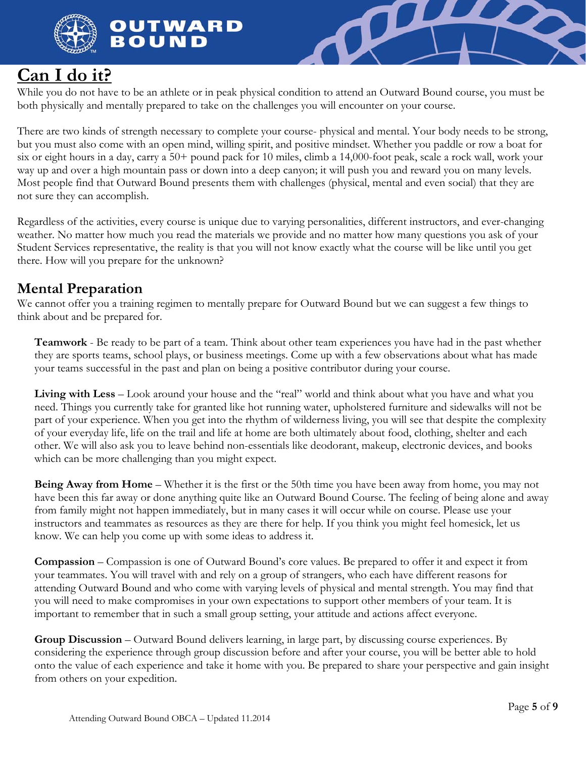## Can I do it?

While you do not have to be an athlete or in peak physical condition to attend an Outward Bound course, you must be both physically and mentally prepared to take on the challenges you will encounter on your course.

There are two kinds of strength necessary to complete your course- physical and mental. Your body needs to be strong, but you must also come with an open mind, willing spirit, and positive mindset. Whether you paddle or row a boat for six or eight hours in a day, carry a 50+ pound pack for 10 miles, climb a 14,000-foot peak, scale a rock wall, work your way up and over a high mountain pass or down into a deep canyon; it will push you and reward you on many levels. Most people find that Outward Bound presents them with challenges (physical, mental and even social) that they are not sure they can accomplish.

Regardless of the activities, every course is unique due to varying personalities, different instructors, and ever-changing weather. No matter how much you read the materials we provide and no matter how many questions you ask of your Student Services representative, the reality is that you will not know exactly what the course will be like until you get there. How will you prepare for the unknown?

### Mental Preparation

We cannot offer you a training regimen to mentally prepare for Outward Bound but we can suggest a few things to think about and be prepared for.

**Teamwork** - Be ready to be part of a team. Think about other team experiences you have had in the past whether they are sports teams, school plays, or business meetings. Come up with a few observations about what has made your teams successful in the past and plan on being a positive contributor during your course.

**Living with Less** – Look around your house and the "real" world and think about what you have and what you need. Things you currently take for granted like hot running water, upholstered furniture and sidewalks will not be part of your experience. When you get into the rhythm of wilderness living, you will see that despite the complexity of your everyday life, life on the trail and life at home are both ultimately about food, clothing, shelter and each other. We will also ask you to leave behind non-essentials like deodorant, makeup, electronic devices, and books which can be more challenging than you might expect.

**Being Away from Home** – Whether it is the first or the 50th time you have been away from home, you may not have been this far away or done anything quite like an Outward Bound Course. The feeling of being alone and away from family might not happen immediately, but in many cases it will occur while on course. Please use your instructors and teammates as resources as they are there for help. If you think you might feel homesick, let us know. We can help you come up with some ideas to address it.

**Compassion** – Compassion is one of Outward Bound's core values. Be prepared to offer it and expect it from your teammates. You will travel with and rely on a group of strangers, who each have different reasons for attending Outward Bound and who come with varying levels of physical and mental strength. You may find that you will need to make compromises in your own expectations to support other members of your team. It is important to remember that in such a small group setting, your attitude and actions affect everyone.

**Group Discussion** – Outward Bound delivers learning, in large part, by discussing course experiences. By considering the experience through group discussion before and after your course, you will be better able to hold onto the value of each experience and take it home with you. Be prepared to share your perspective and gain insight from others on your expedition.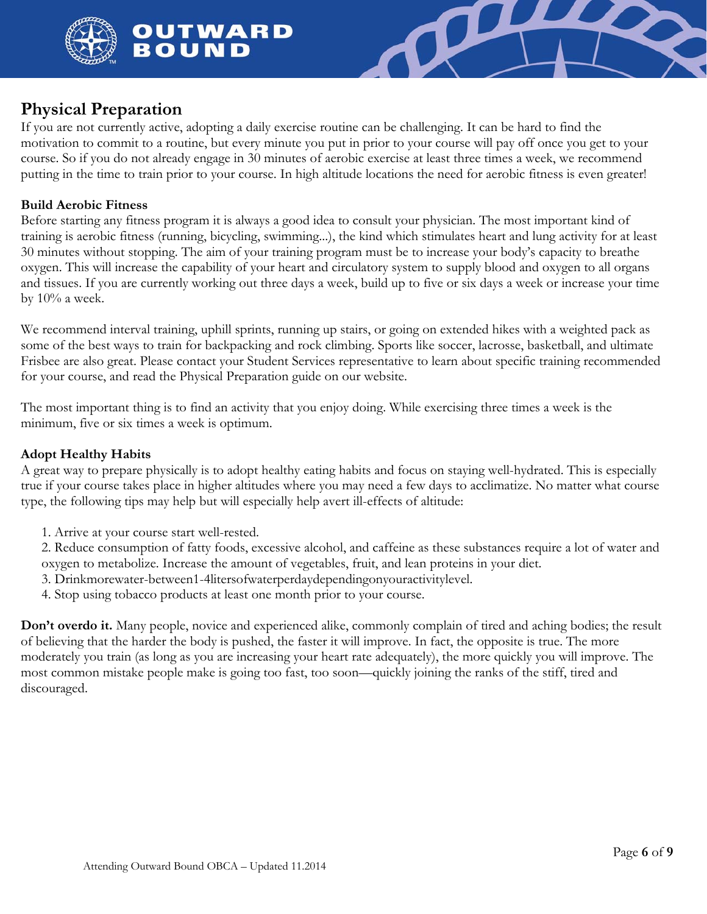## Physical Preparation

If you are not currently active, adopting a daily exercise routine can be challenging. It can be hard to find the motivation to commit to a routine, but every minute you put in prior to your course will pay off once you get to your course. So if you do not already engage in 30 minutes of aerobic exercise at least three times a week, we recommend putting in the time to train prior to your course. In high altitude locations the need for aerobic fitness is even greater!

### Build Aerobic Fitness

Before starting any fitness program it is always a good idea to consult your physician. The most important kind of training is aerobic fitness (running, bicycling, swimming...), the kind which stimulates heart and lung activity for at least 30 minutes without stopping. The aim of your training program must be to increase your body's capacity to breathe oxygen. This will increase the capability of your heart and circulatory system to supply blood and oxygen to all organs and tissues. If you are currently working out three days a week, build up to five or six days a week or increase your time by 10% a week.

We recommend interval training, uphill sprints, running up stairs, or going on extended hikes with a weighted pack as some of the best ways to train for backpacking and rock climbing. Sports like soccer, lacrosse, basketball, and ultimate Frisbee are also great. Please contact your Student Services representative to learn about specific training recommended for your course, and read the Physical Preparation guide on our website.

The most important thing is to find an activity that you enjoy doing. While exercising three times a week is the minimum, five or six times a week is optimum.

### Adopt Healthy Habits

A great way to prepare physically is to adopt healthy eating habits and focus on staying well-hydrated. This is especially true if your course takes place in higher altitudes where you may need a few days to acclimatize. No matter what course type, the following tips may help but will especially help avert ill-effects of altitude:

1. Arrive at your course start well-rested.
2. Reduce consumption of fatty foods, excessive alcohol, and caffeine as these substances require a lot of water and oxygen to metabolize. Increase the amount of vegetables, fruit, and lean proteins in your diet.
3. Drinkmorewater-between1-4litersofwaterperdaydependingonyouractivitylevel.
4. Stop using tobacco products at least one month prior to your course.

**Don't overdo it.** Many people, novice and experienced alike, commonly complain of tired and aching bodies; the result of believing that the harder the body is pushed, the faster it will improve. In fact, the opposite is true. The more moderately you train (as long as you are increasing your heart rate adequately), the more quickly you will improve. The most common mistake people make is going too fast, too soon—quickly joining the ranks of the stiff, tired and discouraged.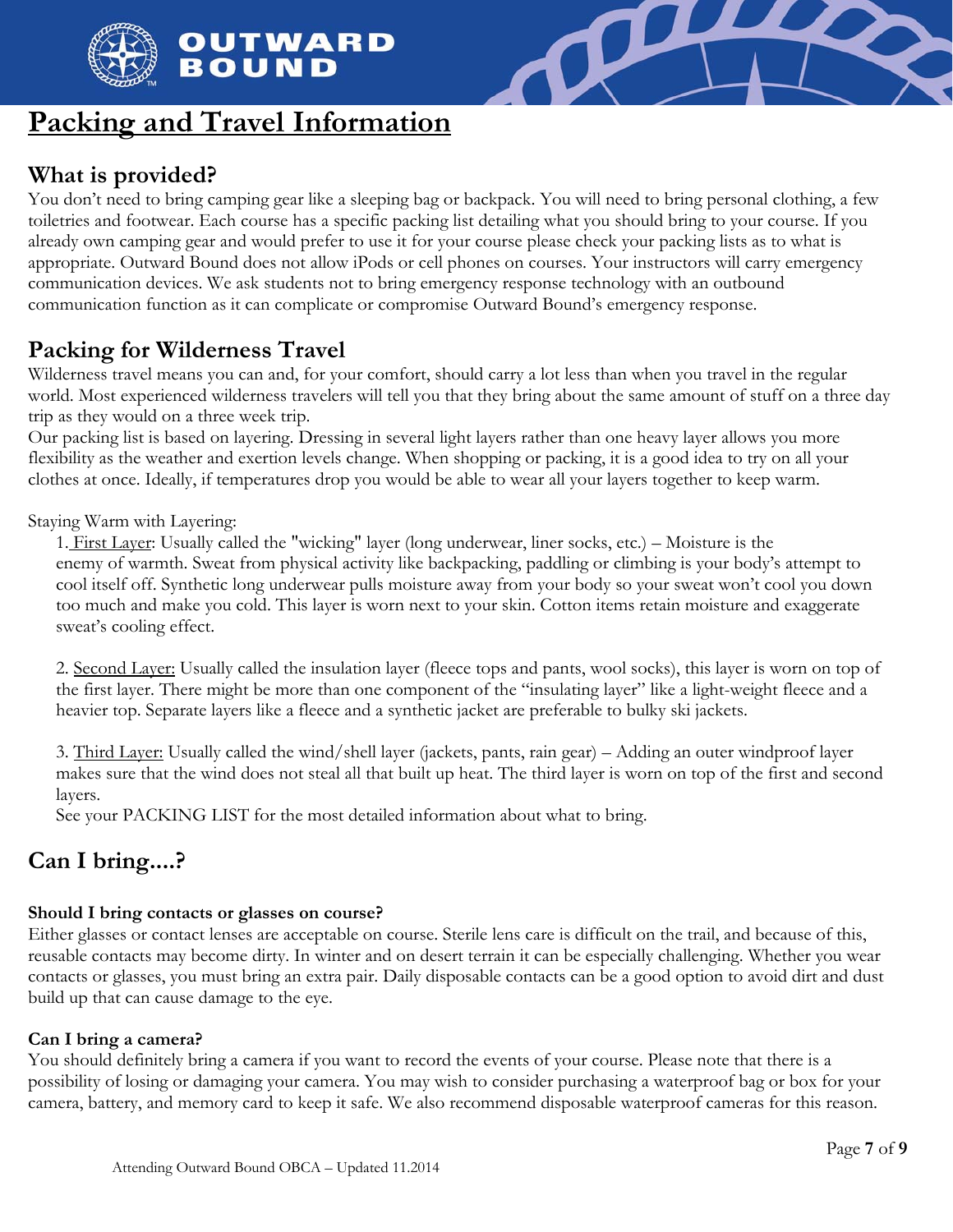# Packing and Travel Information

## What is provided?

You don't need to bring camping gear like a sleeping bag or backpack. You will need to bring personal clothing, a few toiletries and footwear. Each course has a specific packing list detailing what you should bring to your course. If you already own camping gear and would prefer to use it for your course please check your packing lists as to what is appropriate. Outward Bound does not allow iPods or cell phones on courses. Your instructors will carry emergency communication devices. We ask students not to bring emergency response technology with an outbound communication function as it can complicate or compromise Outward Bound's emergency response.

## Packing for Wilderness Travel

Wilderness travel means you can and, for your comfort, should carry a lot less than when you travel in the regular world. Most experienced wilderness travelers will tell you that they bring about the same amount of stuff on a three day trip as they would on a three week trip.

Our packing list is based on layering. Dressing in several light layers rather than one heavy layer allows you more flexibility as the weather and exertion levels change. When shopping or packing, it is a good idea to try on all your clothes at once. Ideally, if temperatures drop you would be able to wear all your layers together to keep warm.

Staying Warm with Layering:

1. First Layer: Usually called the "wicking" layer (long underwear, liner socks, etc.) – Moisture is the enemy of warmth. Sweat from physical activity like backpacking, paddling or climbing is your body's attempt to cool itself off. Synthetic long underwear pulls moisture away from your body so your sweat won't cool you down too much and make you cold. This layer is worn next to your skin. Cotton items retain moisture and exaggerate sweat's cooling effect.

2. Second Layer: Usually called the insulation layer (fleece tops and pants, wool socks), this layer is worn on top of the first layer. There might be more than one component of the "insulating layer" like a light-weight fleece and a heavier top. Separate layers like a fleece and a synthetic jacket are preferable to bulky ski jackets.

3. Third Layer: Usually called the wind/shell layer (jackets, pants, rain gear) – Adding an outer windproof layer makes sure that the wind does not steal all that built up heat. The third layer is worn on top of the first and second layers.

See your PACKING LIST for the most detailed information about what to bring.

## Can I bring....?

**Should I bring contacts or glasses on course?**

Either glasses or contact lenses are acceptable on course. Sterile lens care is difficult on the trail, and because of this, reusable contacts may become dirty. In winter and on desert terrain it can be especially challenging. Whether you wear contacts or glasses, you must bring an extra pair. Daily disposable contacts can be a good option to avoid dirt and dust build up that can cause damage to the eye.

**Can I bring a camera?**

You should definitely bring a camera if you want to record the events of your course. Please note that there is a possibility of losing or damaging your camera. You may wish to consider purchasing a waterproof bag or box for your camera, battery, and memory card to keep it safe. We also recommend disposable waterproof cameras for this reason.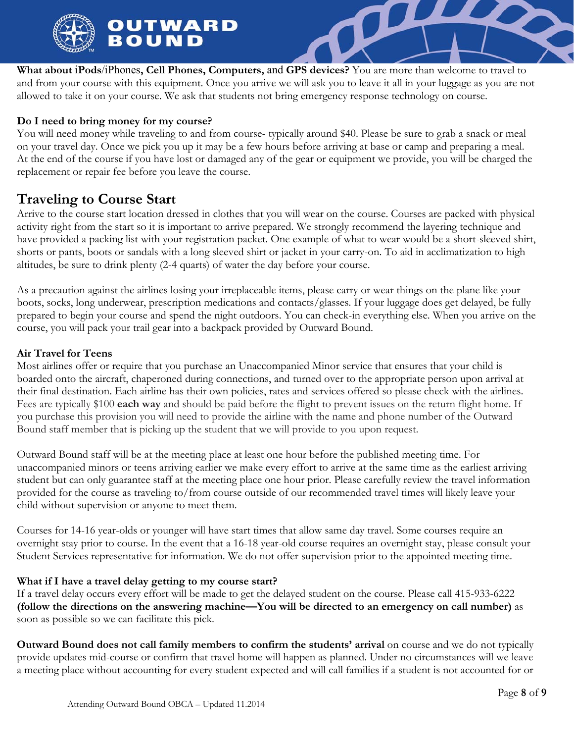**What about iPods/iPhones, Cell Phones, Computers,** and **GPS devices?** You are more than welcome to travel to and from your course with this equipment. Once you arrive we will ask you to leave it all in your luggage as you are not allowed to take it on your course. We ask that students not bring emergency response technology on course.

**Do I need to bring money for my course?**

You will need money while traveling to and from course- typically around $40. Please be sure to grab a snack or meal on your travel day. Once we pick you up it may be a few hours before arriving at base or camp and preparing a meal. At the end of the course if you have lost or damaged any of the gear or equipment we provide, you will be charged the replacement or repair fee before you leave the course.

## Traveling to Course Start

Arrive to the course start location dressed in clothes that you will wear on the course. Courses are packed with physical activity right from the start so it is important to arrive prepared. We strongly recommend the layering technique and have provided a packing list with your registration packet. One example of what to wear would be a short-sleeved shirt, shorts or pants, boots or sandals with a long sleeved shirt or jacket in your carry-on. To aid in acclimatization to high altitudes, be sure to drink plenty (2-4 quarts) of water the day before your course.

As a precaution against the airlines losing your irreplaceable items, please carry or wear things on the plane like your boots, socks, long underwear, prescription medications and contacts/glasses. If your luggage does get delayed, be fully prepared to begin your course and spend the night outdoors. You can check-in everything else. When you arrive on the course, you will pack your trail gear into a backpack provided by Outward Bound.

**Air Travel for Teens**

Most airlines offer or require that you purchase an Unaccompanied Minor service that ensures that your child is boarded onto the aircraft, chaperoned during connections, and turned over to the appropriate person upon arrival at their final destination. Each airline has their own policies, rates and services offered so please check with the airlines. Fees are typically $100 **each way** and should be paid before the flight to prevent issues on the return flight home. If you purchase this provision you will need to provide the airline with the name and phone number of the Outward Bound staff member that is picking up the student that we will provide to you upon request.

Outward Bound staff will be at the meeting place at least one hour before the published meeting time. For unaccompanied minors or teens arriving earlier we make every effort to arrive at the same time as the earliest arriving student but can only guarantee staff at the meeting place one hour prior. Please carefully review the travel information provided for the course as traveling to/from course outside of our recommended travel times will likely leave your child without supervision or anyone to meet them.

Courses for 14-16 year-olds or younger will have start times that allow same day travel. Some courses require an overnight stay prior to course. In the event that a 16-18 year-old course requires an overnight stay, please consult your Student Services representative for information. We do not offer supervision prior to the appointed meeting time.

**What if I have a travel delay getting to my course start?**

If a travel delay occurs every effort will be made to get the delayed student on the course. Please call 415-933-6222 **(follow the directions on the answering machine—You will be directed to an emergency on call number)** as soon as possible so we can facilitate this pick.

**Outward Bound does not call family members to confirm the students' arrival** on course and we do not typically provide updates mid-course or confirm that travel home will happen as planned. Under no circumstances will we leave a meeting place without accounting for every student expected and will call families if a student is not accounted for or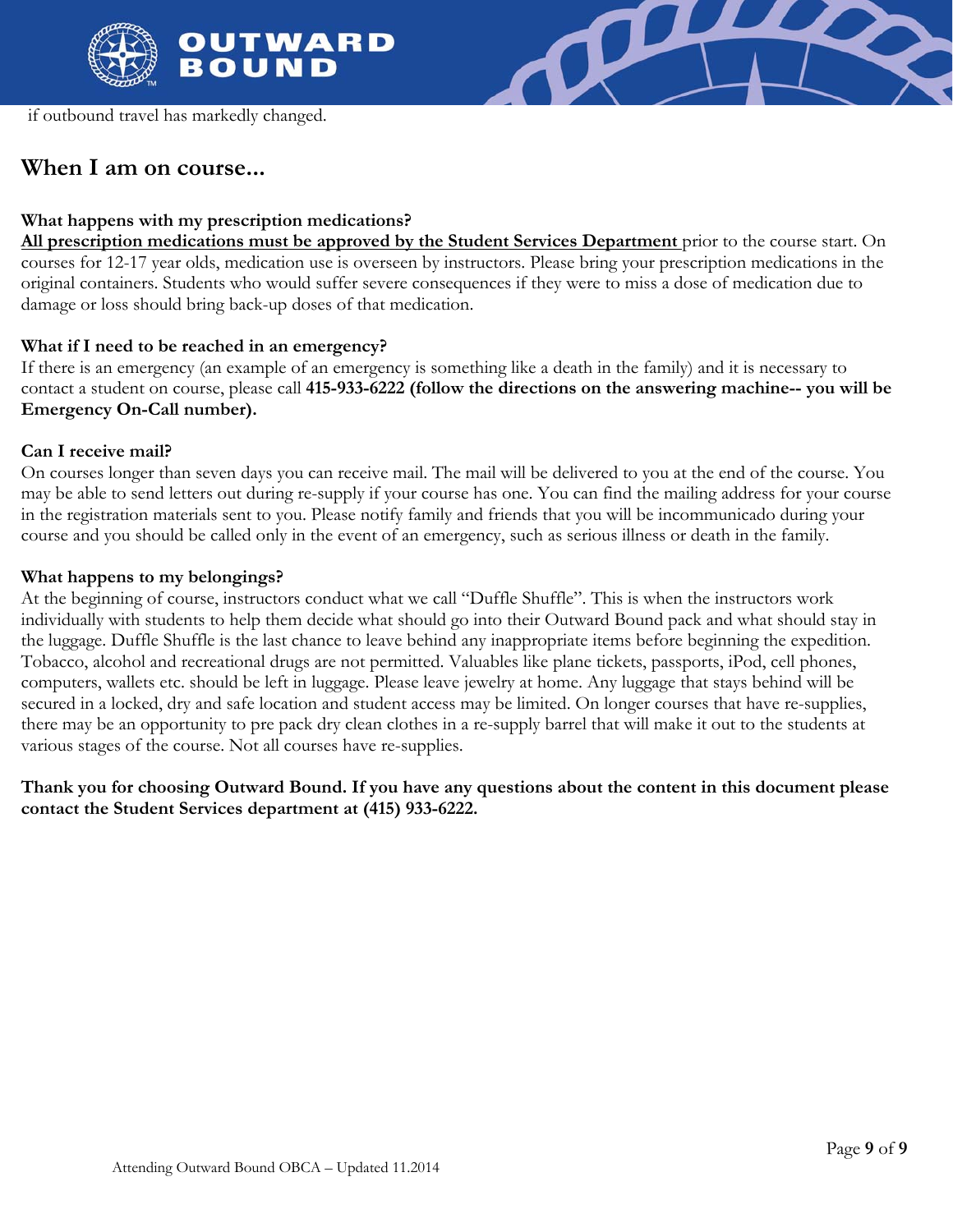if outbound travel has markedly changed.

## When I am on course...

**What happens with my prescription medications?**

**All prescription medications must be approved by the Student Services Department** prior to the course start. On courses for 12-17 year olds, medication use is overseen by instructors. Please bring your prescription medications in the original containers. Students who would suffer severe consequences if they were to miss a dose of medication due to damage or loss should bring back-up doses of that medication.

**What if I need to be reached in an emergency?**

If there is an emergency (an example of an emergency is something like a death in the family) and it is necessary to contact a student on course, please call **415-933-6222 (follow the directions on the answering machine-- you will be Emergency On-Call number).**

**Can I receive mail?**

On courses longer than seven days you can receive mail. The mail will be delivered to you at the end of the course. You may be able to send letters out during re-supply if your course has one. You can find the mailing address for your course in the registration materials sent to you. Please notify family and friends that you will be incommunicado during your course and you should be called only in the event of an emergency, such as serious illness or death in the family.

**What happens to my belongings?**

At the beginning of course, instructors conduct what we call "Duffle Shuffle". This is when the instructors work individually with students to help them decide what should go into their Outward Bound pack and what should stay in the luggage. Duffle Shuffle is the last chance to leave behind any inappropriate items before beginning the expedition. Tobacco, alcohol and recreational drugs are not permitted. Valuables like plane tickets, passports, iPod, cell phones, computers, wallets etc. should be left in luggage. Please leave jewelry at home. Any luggage that stays behind will be secured in a locked, dry and safe location and student access may be limited. On longer courses that have re-supplies, there may be an opportunity to pre pack dry clean clothes in a re-supply barrel that will make it out to the students at various stages of the course. Not all courses have re-supplies.

**Thank you for choosing Outward Bound. If you have any questions about the content in this document please contact the Student Services department at (415) 933-6222.**